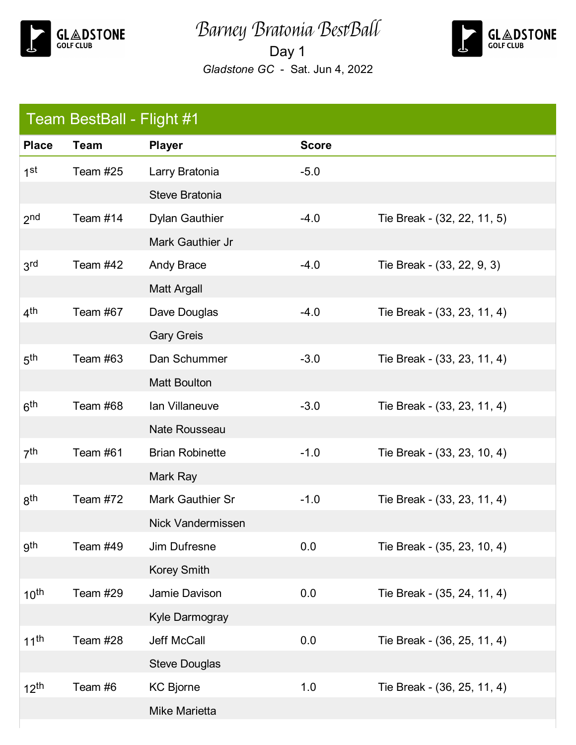# Barney Bratonia BestBall

## Day 1

*Gladstone GC* - Sat. Jun 4, 2022

### Team BestBall - Flight #1

| Place | Team | Player | Score | |
|---|---|---|---|---|
| 1st | Team #25 | Larry Bratonia | -5.0 | |
| | | Steve Bratonia | | |
| 2nd | Team #14 | Dylan Gauthier | -4.0 | Tie Break - (32, 22, 11, 5) |
| | | Mark Gauthier Jr | | |
| 3rd | Team #42 | Andy Brace | -4.0 | Tie Break - (33, 22, 9, 3) |
| | | Matt Argall | | |
| 4th | Team #67 | Dave Douglas | -4.0 | Tie Break - (33, 23, 11, 4) |
| | | Gary Greis | | |
| 5th | Team #63 | Dan Schummer | -3.0 | Tie Break - (33, 23, 11, 4) |
| | | Matt Boulton | | |
| 6th | Team #68 | Ian Villaneuve | -3.0 | Tie Break - (33, 23, 11, 4) |
| | | Nate Rousseau | | |
| 7th | Team #61 | Brian Robinette | -1.0 | Tie Break - (33, 23, 10, 4) |
| | | Mark Ray | | |
| 8th | Team #72 | Mark Gauthier Sr | -1.0 | Tie Break - (33, 23, 11, 4) |
| | | Nick Vandermissen | | |
| 9th | Team #49 | Jim Dufresne | 0.0 | Tie Break - (35, 23, 10, 4) |
| | | Korey Smith | | |
| 10th | Team #29 | Jamie Davison | 0.0 | Tie Break - (35, 24, 11, 4) |
| | | Kyle Darmogray | | |
| 11th | Team #28 | Jeff McCall | 0.0 | Tie Break - (36, 25, 11, 4) |
| | | Steve Douglas | | |
| 12th | Team #6 | KC Bjorne | 1.0 | Tie Break - (36, 25, 11, 4) |
| | | Mike Marietta | | |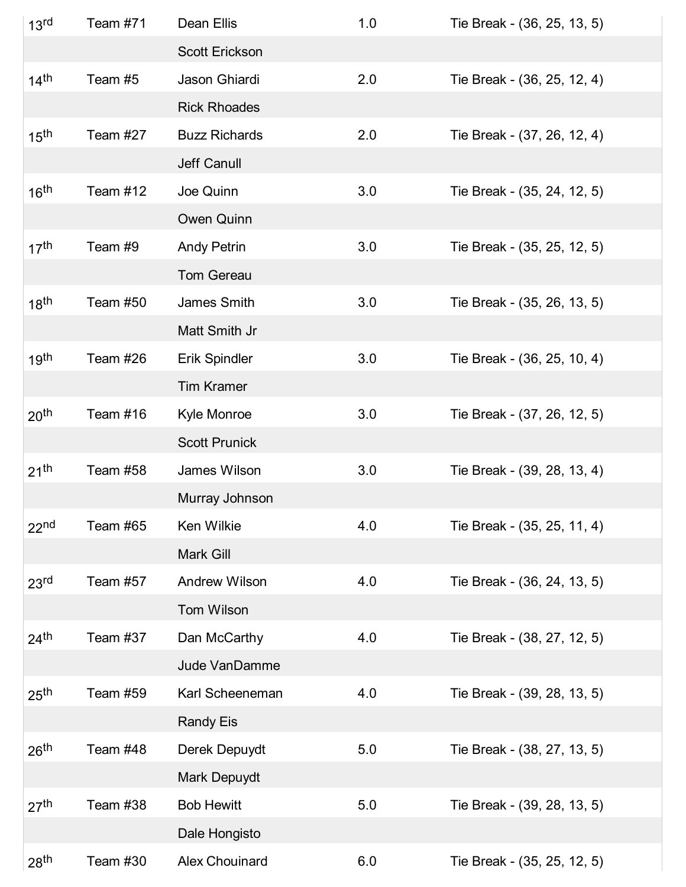| | | | | |
|---|---|---|---|---|
| 13rd | Team #71 | Dean Ellis | 1.0 | Tie Break - (36, 25, 13, 5) |
| | | Scott Erickson | | |
| 14th | Team #5 | Jason Ghiardi | 2.0 | Tie Break - (36, 25, 12, 4) |
| | | Rick Rhoades | | |
| 15th | Team #27 | Buzz Richards | 2.0 | Tie Break - (37, 26, 12, 4) |
| | | Jeff Canull | | |
| 16th | Team #12 | Joe Quinn | 3.0 | Tie Break - (35, 24, 12, 5) |
| | | Owen Quinn | | |
| 17th | Team #9 | Andy Petrin | 3.0 | Tie Break - (35, 25, 12, 5) |
| | | Tom Gereau | | |
| 18th | Team #50 | James Smith | 3.0 | Tie Break - (35, 26, 13, 5) |
| | | Matt Smith Jr | | |
| 19th | Team #26 | Erik Spindler | 3.0 | Tie Break - (36, 25, 10, 4) |
| | | Tim Kramer | | |
| 20th | Team #16 | Kyle Monroe | 3.0 | Tie Break - (37, 26, 12, 5) |
| | | Scott Prunick | | |
| 21th | Team #58 | James Wilson | 3.0 | Tie Break - (39, 28, 13, 4) |
| | | Murray Johnson | | |
| 22nd | Team #65 | Ken Wilkie | 4.0 | Tie Break - (35, 25, 11, 4) |
| | | Mark Gill | | |
| 23rd | Team #57 | Andrew Wilson | 4.0 | Tie Break - (36, 24, 13, 5) |
| | | Tom Wilson | | |
| 24th | Team #37 | Dan McCarthy | 4.0 | Tie Break - (38, 27, 12, 5) |
| | | Jude VanDamme | | |
| 25th | Team #59 | Karl Scheeneman | 4.0 | Tie Break - (39, 28, 13, 5) |
| | | Randy Eis | | |
| 26th | Team #48 | Derek Depuydt | 5.0 | Tie Break - (38, 27, 13, 5) |
| | | Mark Depuydt | | |
| 27th | Team #38 | Bob Hewitt | 5.0 | Tie Break - (39, 28, 13, 5) |
| | | Dale Hongisto | | |
| 28th | Team #30 | Alex Chouinard | 6.0 | Tie Break - (35, 25, 12, 5) |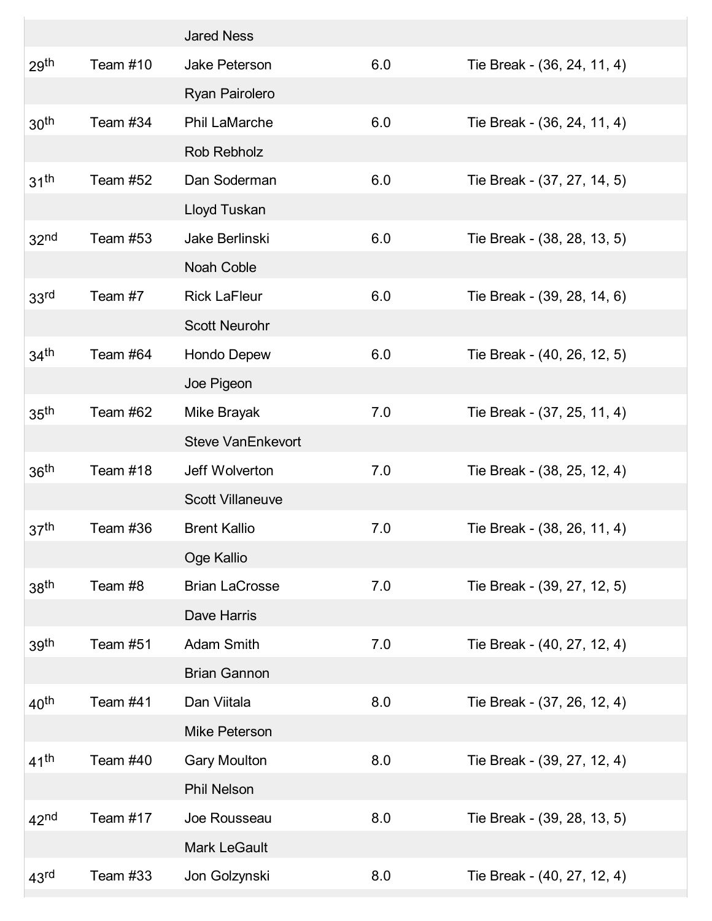| | | | | |
|---|---|---|---|---|
| | | Jared Ness | | |
| 29th | Team #10 | Jake Peterson | 6.0 | Tie Break - (36, 24, 11, 4) |
| | | Ryan Pairolero | | |
| 30th | Team #34 | Phil LaMarche | 6.0 | Tie Break - (36, 24, 11, 4) |
| | | Rob Rebholz | | |
| 31th | Team #52 | Dan Soderman | 6.0 | Tie Break - (37, 27, 14, 5) |
| | | Lloyd Tuskan | | |
| 32nd | Team #53 | Jake Berlinski | 6.0 | Tie Break - (38, 28, 13, 5) |
| | | Noah Coble | | |
| 33rd | Team #7 | Rick LaFleur | 6.0 | Tie Break - (39, 28, 14, 6) |
| | | Scott Neurohr | | |
| 34th | Team #64 | Hondo Depew | 6.0 | Tie Break - (40, 26, 12, 5) |
| | | Joe Pigeon | | |
| 35th | Team #62 | Mike Brayak | 7.0 | Tie Break - (37, 25, 11, 4) |
| | | Steve VanEnkevort | | |
| 36th | Team #18 | Jeff Wolverton | 7.0 | Tie Break - (38, 25, 12, 4) |
| | | Scott Villaneuve | | |
| 37th | Team #36 | Brent Kallio | 7.0 | Tie Break - (38, 26, 11, 4) |
| | | Oge Kallio | | |
| 38th | Team #8 | Brian LaCrosse | 7.0 | Tie Break - (39, 27, 12, 5) |
| | | Dave Harris | | |
| 39th | Team #51 | Adam Smith | 7.0 | Tie Break - (40, 27, 12, 4) |
| | | Brian Gannon | | |
| 40th | Team #41 | Dan Viitala | 8.0 | Tie Break - (37, 26, 12, 4) |
| | | Mike Peterson | | |
| 41th | Team #40 | Gary Moulton | 8.0 | Tie Break - (39, 27, 12, 4) |
| | | Phil Nelson | | |
| 42nd | Team #17 | Joe Rousseau | 8.0 | Tie Break - (39, 28, 13, 5) |
| | | Mark LeGault | | |
| 43rd | Team #33 | Jon Golzynski | 8.0 | Tie Break - (40, 27, 12, 4) |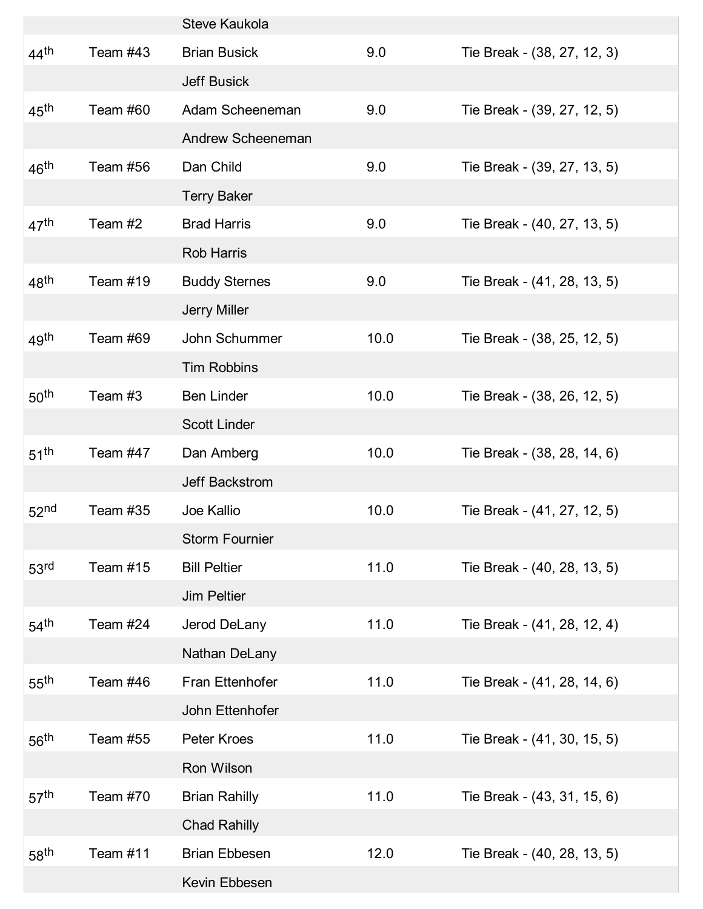| | | | | |
|---|---|---|---|---|
| | | Steve Kaukola | | |
| 44th | Team #43 | Brian Busick | 9.0 | Tie Break - (38, 27, 12, 3) |
| | | Jeff Busick | | |
| 45th | Team #60 | Adam Scheeneman | 9.0 | Tie Break - (39, 27, 12, 5) |
| | | Andrew Scheeneman | | |
| 46th | Team #56 | Dan Child | 9.0 | Tie Break - (39, 27, 13, 5) |
| | | Terry Baker | | |
| 47th | Team #2 | Brad Harris | 9.0 | Tie Break - (40, 27, 13, 5) |
| | | Rob Harris | | |
| 48th | Team #19 | Buddy Sternes | 9.0 | Tie Break - (41, 28, 13, 5) |
| | | Jerry Miller | | |
| 49th | Team #69 | John Schummer | 10.0 | Tie Break - (38, 25, 12, 5) |
| | | Tim Robbins | | |
| 50th | Team #3 | Ben Linder | 10.0 | Tie Break - (38, 26, 12, 5) |
| | | Scott Linder | | |
| 51th | Team #47 | Dan Amberg | 10.0 | Tie Break - (38, 28, 14, 6) |
| | | Jeff Backstrom | | |
| 52nd | Team #35 | Joe Kallio | 10.0 | Tie Break - (41, 27, 12, 5) |
| | | Storm Fournier | | |
| 53rd | Team #15 | Bill Peltier | 11.0 | Tie Break - (40, 28, 13, 5) |
| | | Jim Peltier | | |
| 54th | Team #24 | Jerod DeLany | 11.0 | Tie Break - (41, 28, 12, 4) |
| | | Nathan DeLany | | |
| 55th | Team #46 | Fran Ettenhofer | 11.0 | Tie Break - (41, 28, 14, 6) |
| | | John Ettenhofer | | |
| 56th | Team #55 | Peter Kroes | 11.0 | Tie Break - (41, 30, 15, 5) |
| | | Ron Wilson | | |
| 57th | Team #70 | Brian Rahilly | 11.0 | Tie Break - (43, 31, 15, 6) |
| | | Chad Rahilly | | |
| 58th | Team #11 | Brian Ebbesen | 12.0 | Tie Break - (40, 28, 13, 5) |
| | | Kevin Ebbesen | | |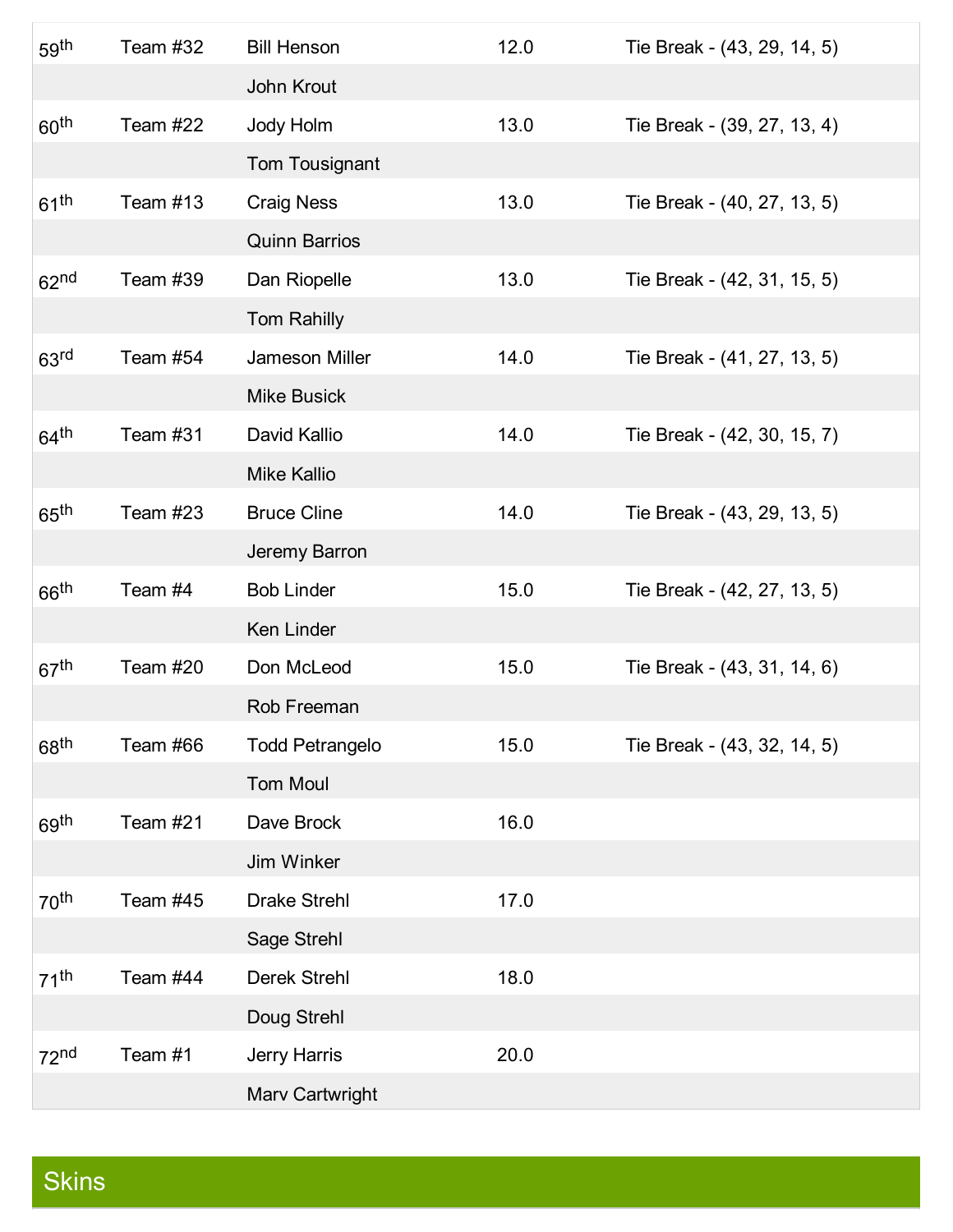| | | | | |
|---|---|---|---|---|
| 59th | Team #32 | Bill Henson | 12.0 | Tie Break - (43, 29, 14, 5) |
| | | John Krout | | |
| 60th | Team #22 | Jody Holm | 13.0 | Tie Break - (39, 27, 13, 4) |
| | | Tom Tousignant | | |
| 61th | Team #13 | Craig Ness | 13.0 | Tie Break - (40, 27, 13, 5) |
| | | Quinn Barrios | | |
| 62nd | Team #39 | Dan Riopelle | 13.0 | Tie Break - (42, 31, 15, 5) |
| | | Tom Rahilly | | |
| 63rd | Team #54 | Jameson Miller | 14.0 | Tie Break - (41, 27, 13, 5) |
| | | Mike Busick | | |
| 64th | Team #31 | David Kallio | 14.0 | Tie Break - (42, 30, 15, 7) |
| | | Mike Kallio | | |
| 65th | Team #23 | Bruce Cline | 14.0 | Tie Break - (43, 29, 13, 5) |
| | | Jeremy Barron | | |
| 66th | Team #4 | Bob Linder | 15.0 | Tie Break - (42, 27, 13, 5) |
| | | Ken Linder | | |
| 67th | Team #20 | Don McLeod | 15.0 | Tie Break - (43, 31, 14, 6) |
| | | Rob Freeman | | |
| 68th | Team #66 | Todd Petrangelo | 15.0 | Tie Break - (43, 32, 14, 5) |
| | | Tom Moul | | |
| 69th | Team #21 | Dave Brock | 16.0 | |
| | | Jim Winker | | |
| 70th | Team #45 | Drake Strehl | 17.0 | |
| | | Sage Strehl | | |
| 71th | Team #44 | Derek Strehl | 18.0 | |
| | | Doug Strehl | | |
| 72nd | Team #1 | Jerry Harris | 20.0 | |
| | | Marv Cartwright | | |

## Skins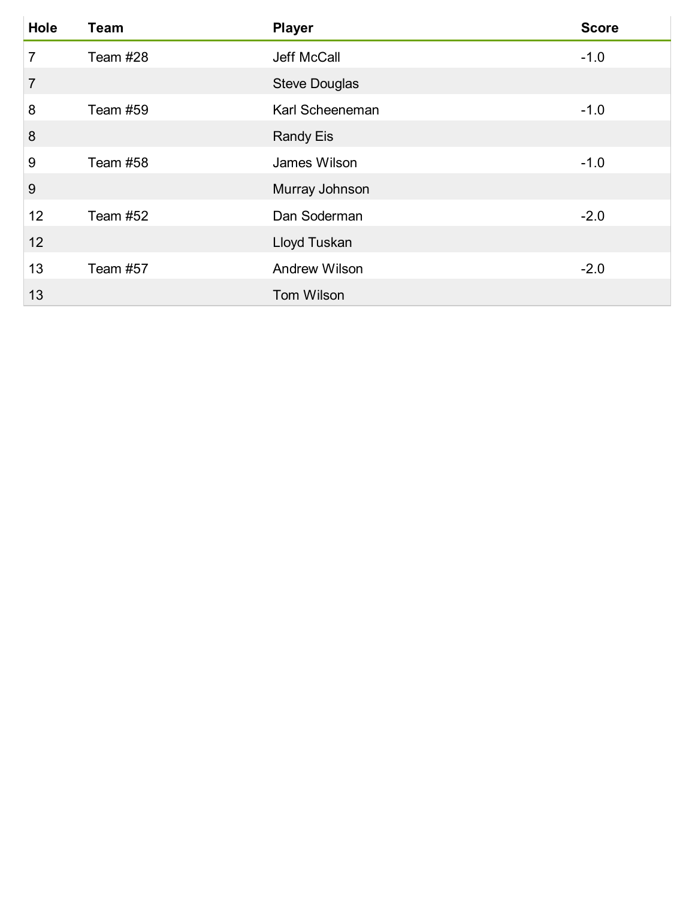| Hole | Team | Player | Score |
|---|---|---|---|
| 7 | Team #28 | Jeff McCall | -1.0 |
| 7 | | Steve Douglas | |
| 8 | Team #59 | Karl Scheeneman | -1.0 |
| 8 | | Randy Eis | |
| 9 | Team #58 | James Wilson | -1.0 |
| 9 | | Murray Johnson | |
| 12 | Team #52 | Dan Soderman | -2.0 |
| 12 | | Lloyd Tuskan | |
| 13 | Team #57 | Andrew Wilson | -2.0 |
| 13 | | Tom Wilson | |